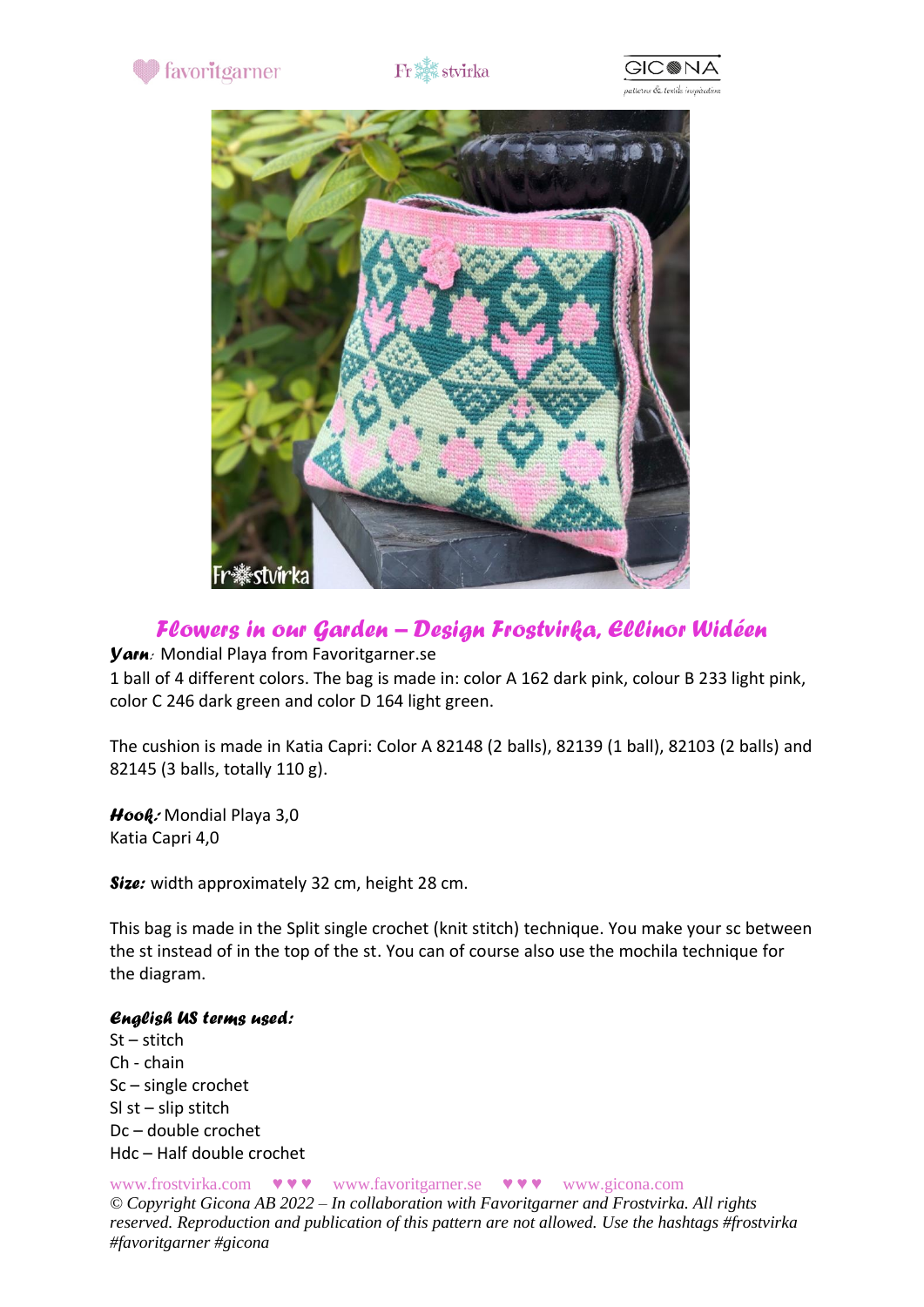## Flowers in our Garden – Design Frostvirka, Ellinor Widéen

***Yarn:*** Mondial Playa from Favoritgarner.se

1 ball of 4 different colors. The bag is made in: color A 162 dark pink, colour B 233 light pink, color C 246 dark green and color D 164 light green.

The cushion is made in Katia Capri: Color A 82148 (2 balls), 82139 (1 ball), 82103 (2 balls) and 82145 (3 balls, totally 110 g).

***Hook:*** Mondial Playa 3,0
Katia Capri 4,0

***Size:*** width approximately 32 cm, height 28 cm.

This bag is made in the Split single crochet (knit stitch) technique. You make your sc between the st instead of in the top of the st. You can of course also use the mochila technique for the diagram.

***English US terms used:***

St – stitch
Ch - chain
Sc – single crochet
Sl st – slip stitch
Dc – double crochet
Hdc – Half double crochet

www.frostvirka.com ♥ ♥ ♥ www.favoritgarner.se ♥ ♥ ♥ www.gicona.com
*© Copyright Gicona AB 2022 – In collaboration with Favoritgarner and Frostvirka. All rights reserved. Reproduction and publication of this pattern are not allowed. Use the hashtags #frostvirka #favoritgarner #gicona*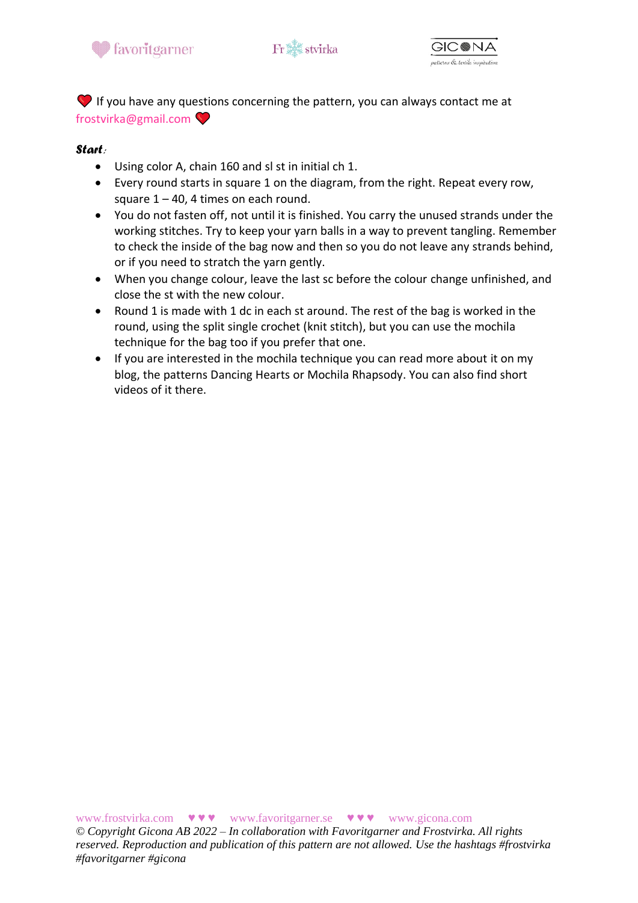❤️ If you have any questions concerning the pattern, you can always contact me at frostvirka@gmail.com ❤️

***Start:***

- Using color A, chain 160 and sl st in initial ch 1.
- Every round starts in square 1 on the diagram, from the right. Repeat every row, square 1 – 40, 4 times on each round.
- You do not fasten off, not until it is finished. You carry the unused strands under the working stitches. Try to keep your yarn balls in a way to prevent tangling. Remember to check the inside of the bag now and then so you do not leave any strands behind, or if you need to stratch the yarn gently.
- When you change colour, leave the last sc before the colour change unfinished, and close the st with the new colour.
- Round 1 is made with 1 dc in each st around. The rest of the bag is worked in the round, using the split single crochet (knit stitch), but you can use the mochila technique for the bag too if you prefer that one.
- If you are interested in the mochila technique you can read more about it on my blog, the patterns Dancing Hearts or Mochila Rhapsody. You can also find short videos of it there.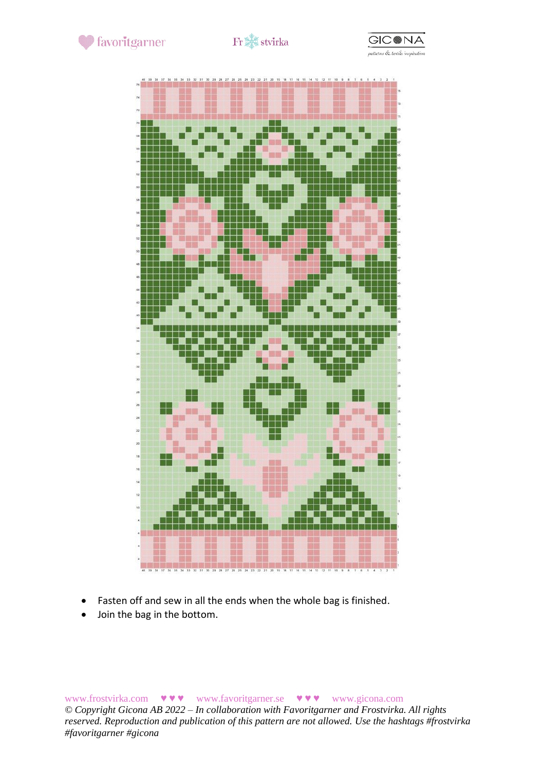- Fasten off and sew in all the ends when the whole bag is finished.
- Join the bag in the bottom.

www.frostvirka.com ♥ ♥ ♥ www.favoritgarner.se ♥ ♥ ♥ www.gicona.com

*© Copyright Gicona AB 2022 – In collaboration with Favoritgarner and Frostvirka. All rights reserved. Reproduction and publication of this pattern are not allowed. Use the hashtags #frostvirka #favoritgarner #gicona*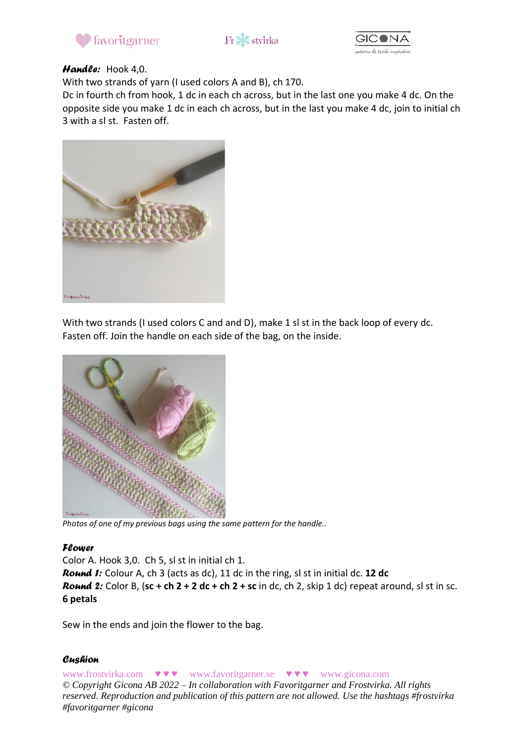***Handle:*** Hook 4,0.

With two strands of yarn (I used colors A and B), ch 170.

Dc in fourth ch from hook, 1 dc in each ch across, but in the last one you make 4 dc. On the opposite side you make 1 dc in each ch across, but in the last you make 4 dc, join to initial ch 3 with a sl st. Fasten off.

With two strands (I used colors C and and D), make 1 sl st in the back loop of every dc. Fasten off. Join the handle on each side of the bag, on the inside.

*Photos of one of my previous bags using the same pattern for the handle..*

***Flower***

Color A. Hook 3,0. Ch 5, sl st in initial ch 1.

***Round 1:*** Colour A, ch 3 (acts as dc), 11 dc in the ring, sl st in initial dc. **12 dc**

***Round 2:*** Color B, (**sc + ch 2 + 2 dc + ch 2 + sc** in dc, ch 2, skip 1 dc) repeat around, sl st in sc. **6 petals**

Sew in the ends and join the flower to the bag.

***Cushion***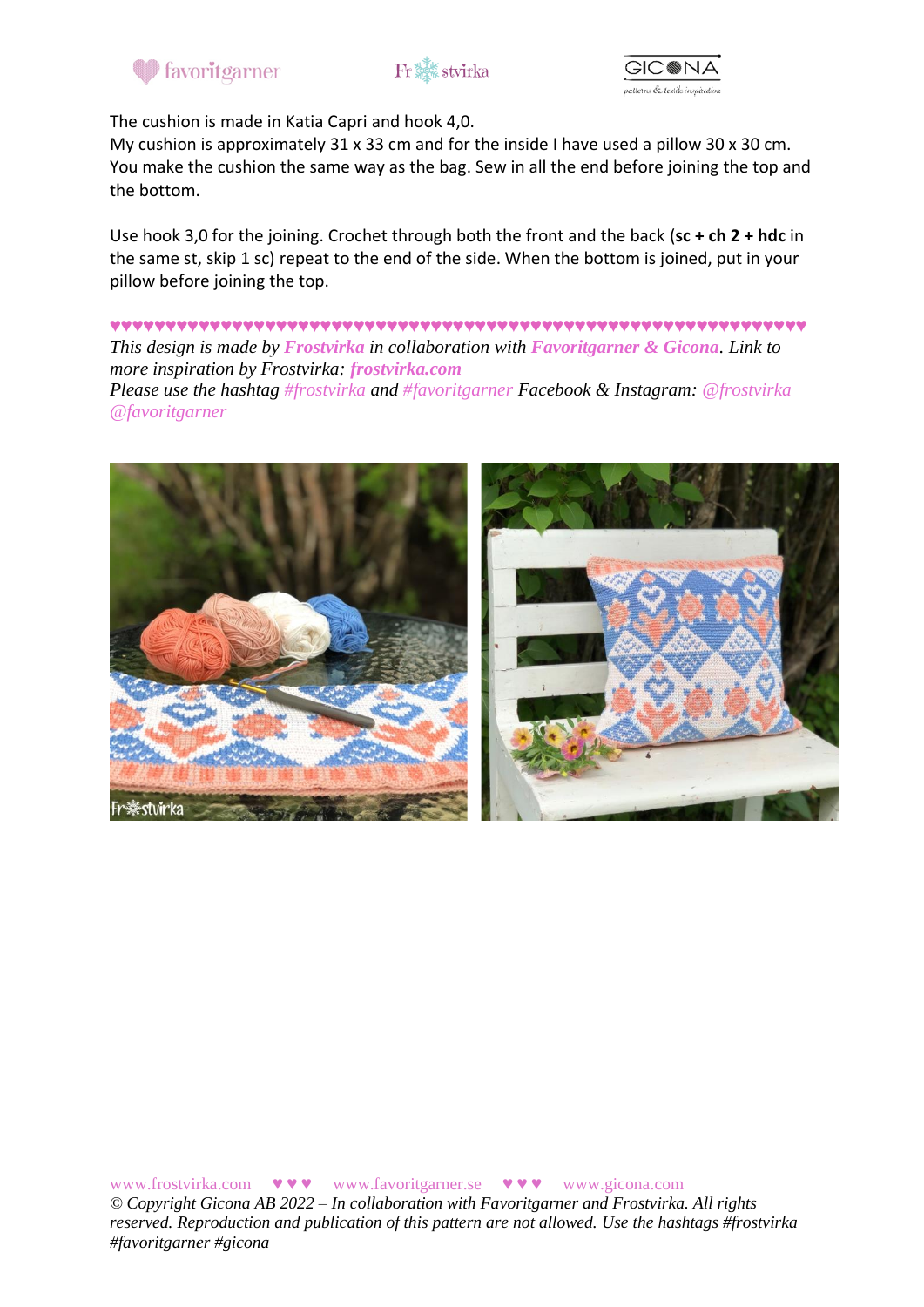The cushion is made in Katia Capri and hook 4,0.
My cushion is approximately 31 x 33 cm and for the inside I have used a pillow 30 x 30 cm.
You make the cushion the same way as the bag. Sew in all the end before joining the top and the bottom.

Use hook 3,0 for the joining. Crochet through both the front and the back (**sc + ch 2 + hdc** in the same st, skip 1 sc) repeat to the end of the side. When the bottom is joined, put in your pillow before joining the top.

♥♥♥♥♥♥♥♥♥♥♥♥♥♥♥♥♥♥♥♥♥♥♥♥♥♥♥♥♥♥♥♥♥♥♥♥♥♥♥♥♥♥♥♥♥♥♥♥♥♥♥♥♥♥♥♥♥♥♥♥♥♥♥♥♥

*This design is made by **Frostvirka** in collaboration with **Favoritgarner & Gicona**. Link to more inspiration by Frostvirka: **frostvirka.com***

*Please use the hashtag #frostvirka and #favoritgarner Facebook & Instagram: @frostvirka @favoritgarner*

www.frostvirka.com ♥ ♥ ♥ www.favoritgarner.se ♥ ♥ ♥ www.gicona.com

*© Copyright Gicona AB 2022 – In collaboration with Favoritgarner and Frostvirka. All rights reserved. Reproduction and publication of this pattern are not allowed. Use the hashtags #frostvirka #favoritgarner #gicona*